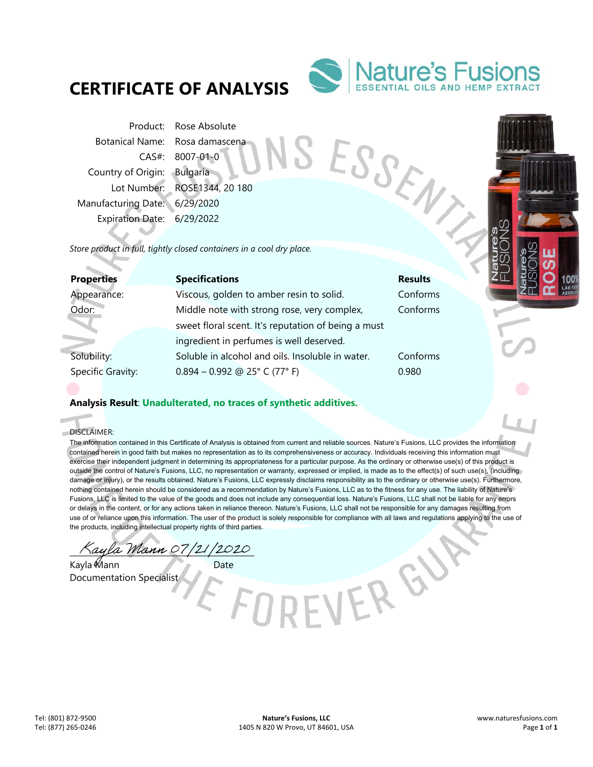# CERTIFICATE OF ANALYSIS

Nature's Fusions
ESSENTIAL OILS AND HEMP EXTRACT

| | |
|---|---|
| Product: | Rose Absolute |
| Botanical Name: | Rosa damascena |
| CAS#: | 8007-01-0 |
| Country of Origin: | Bulgaria |
| Lot Number: | ROSE1344, 20 180 |
| Manufacturing Date: | 6/29/2020 |
| Expiration Date: | 6/29/2022 |

*Store product in full, tightly closed containers in a cool dry place.*

| Properties | Specifications | Results |
|---|---|---|
| Appearance: | Viscous, golden to amber resin to solid. | Conforms |
| Odor: | Middle note with strong rose, very complex, sweet floral scent. It's reputation of being a must ingredient in perfumes is well deserved. | Conforms |
| Solubility: | Soluble in alcohol and oils. Insoluble in water. | Conforms |
| Specific Gravity: | 0.894 – 0.992 @ 25° C (77° F) | 0.980 |

**Analysis Result**: **Unadulterated, no traces of synthetic additives.**

DISCLAIMER:
The information contained in this Certificate of Analysis is obtained from current and reliable sources. Nature's Fusions, LLC provides the information contained herein in good faith but makes no representation as to its comprehensiveness or accuracy. Individuals receiving this information must exercise their independent judgment in determining its appropriateness for a particular purpose. As the ordinary or otherwise use(s) of this product is outside the control of Nature's Fusions, LLC, no representation or warranty, expressed or implied, is made as to the effect(s) of such use(s), (including damage or injury), or the results obtained. Nature's Fusions, LLC expressly disclaims responsibility as to the ordinary or otherwise use(s). Furthermore, nothing contained herein should be considered as a recommendation by Nature's Fusions, LLC as to the fitness for any use. The liability of Nature's Fusions, LLC is limited to the value of the goods and does not include any consequential loss. Nature's Fusions, LLC shall not be liable for any errors or delays in the content, or for any actions taken in reliance thereon. Nature's Fusions, LLC shall not be responsible for any damages resulting from use of or reliance upon this information. The user of the product is solely responsible for compliance with all laws and regulations applying to the use of the products, including intellectual property rights of third parties.

Kayla Mann 07/21/2020

Kayla Mann — Date
Documentation Specialist

Tel: (801) 872-9500
Tel: (877) 265-0246

**Nature's Fusions, LLC**
1405 N 820 W Provo, UT 84601, USA

www.naturesfusions.com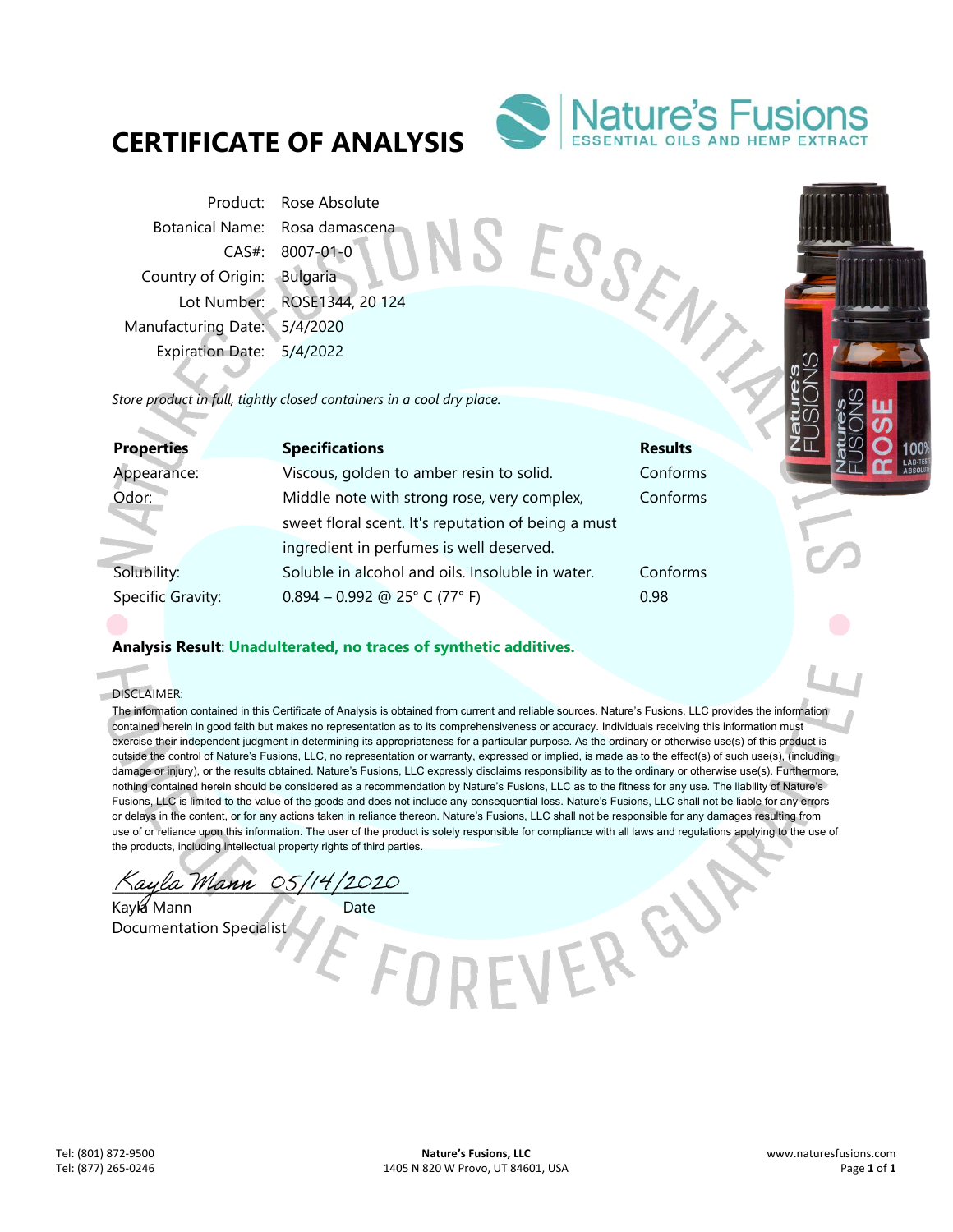# CERTIFICATE OF ANALYSIS

Nature's Fusions
ESSENTIAL OILS AND HEMP EXTRACT

| | |
|---|---|
| Product: | Rose Absolute |
| Botanical Name: | Rosa damascena |
| CAS#: | 8007-01-0 |
| Country of Origin: | Bulgaria |
| Lot Number: | ROSE1344, 20 124 |
| Manufacturing Date: | 5/4/2020 |
| Expiration Date: | 5/4/2022 |

*Store product in full, tightly closed containers in a cool dry place.*

| **Properties** | **Specifications** | **Results** |
|---|---|---|
| Appearance: | Viscous, golden to amber resin to solid. | Conforms |
| Odor: | Middle note with strong rose, very complex, sweet floral scent. It's reputation of being a must ingredient in perfumes is well deserved. | Conforms |
| Solubility: | Soluble in alcohol and oils. Insoluble in water. | Conforms |
| Specific Gravity: | 0.894 – 0.992 @ 25° C (77° F) | 0.98 |

**Analysis Result**: **Unadulterated, no traces of synthetic additives.**

DISCLAIMER:

The information contained in this Certificate of Analysis is obtained from current and reliable sources. Nature's Fusions, LLC provides the information contained herein in good faith but makes no representation as to its comprehensiveness or accuracy. Individuals receiving this information must exercise their independent judgment in determining its appropriateness for a particular purpose. As the ordinary or otherwise use(s) of this product is outside the control of Nature's Fusions, LLC, no representation or warranty, expressed or implied, is made as to the effect(s) of such use(s), (including damage or injury), or the results obtained. Nature's Fusions, LLC expressly disclaims responsibility as to the ordinary or otherwise use(s). Furthermore, nothing contained herein should be considered as a recommendation by Nature's Fusions, LLC as to the fitness for any use. The liability of Nature's Fusions, LLC is limited to the value of the goods and does not include any consequential loss. Nature's Fusions, LLC shall not be liable for any errors or delays in the content, or for any actions taken in reliance thereon. Nature's Fusions, LLC shall not be responsible for any damages resulting from use of or reliance upon this information. The user of the product is solely responsible for compliance with all laws and regulations applying to the use of the products, including intellectual property rights of third parties.

*Kayla Mann* 05/14/2020

Kayla Mann — Date

Documentation Specialist

Tel: (801) 872-9500
Tel: (877) 265-0246

**Nature's Fusions, LLC**
1405 N 820 W Provo, UT 84601, USA

www.naturesfusions.com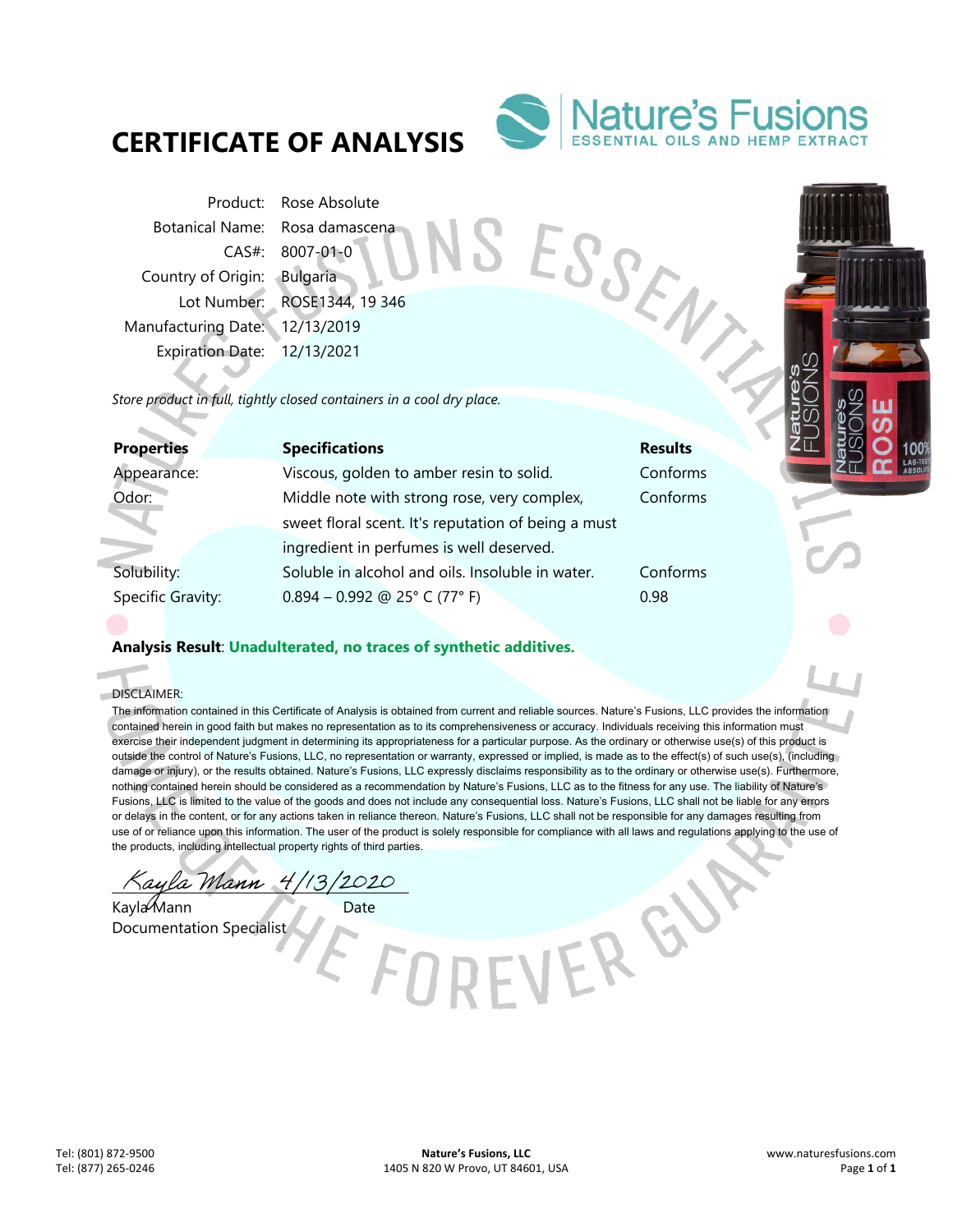# CERTIFICATE OF ANALYSIS

Nature's Fusions
ESSENTIAL OILS AND HEMP EXTRACT

| | |
|---|---|
| Product: | Rose Absolute |
| Botanical Name: | Rosa damascena |
| CAS#: | 8007-01-0 |
| Country of Origin: | Bulgaria |
| Lot Number: | ROSE1344, 19 346 |
| Manufacturing Date: | 12/13/2019 |
| Expiration Date: | 12/13/2021 |

*Store product in full, tightly closed containers in a cool dry place.*

| **Properties** | **Specifications** | **Results** |
|---|---|---|
| Appearance: | Viscous, golden to amber resin to solid. | Conforms |
| Odor: | Middle note with strong rose, very complex, sweet floral scent. It's reputation of being a must ingredient in perfumes is well deserved. | Conforms |
| Solubility: | Soluble in alcohol and oils. Insoluble in water. | Conforms |
| Specific Gravity: | 0.894 – 0.992 @ 25° C (77° F) | 0.98 |

**Analysis Result**: **Unadulterated, no traces of synthetic additives.**

DISCLAIMER:

The information contained in this Certificate of Analysis is obtained from current and reliable sources. Nature's Fusions, LLC provides the information contained herein in good faith but makes no representation as to its comprehensiveness or accuracy. Individuals receiving this information must exercise their independent judgment in determining its appropriateness for a particular purpose. As the ordinary or otherwise use(s) of this product is outside the control of Nature's Fusions, LLC, no representation or warranty, expressed or implied, is made as to the effect(s) of such use(s), (including damage or injury), or the results obtained. Nature's Fusions, LLC expressly disclaims responsibility as to the ordinary or otherwise use(s). Furthermore, nothing contained herein should be considered as a recommendation by Nature's Fusions, LLC as to the fitness for any use. The liability of Nature's Fusions, LLC is limited to the value of the goods and does not include any consequential loss. Nature's Fusions, LLC shall not be liable for any errors or delays in the content, or for any actions taken in reliance thereon. Nature's Fusions, LLC shall not be responsible for any damages resulting from use of or reliance upon this information. The user of the product is solely responsible for compliance with all laws and regulations applying to the use of the products, including intellectual property rights of third parties.

*Kayla Mann* 4/13/2020

Kayla Mann — Date

Documentation Specialist

Tel: (801) 872-9500
Tel: (877) 265-0246

**Nature's Fusions, LLC**
1405 N 820 W Provo, UT 84601, USA

www.naturesfusions.com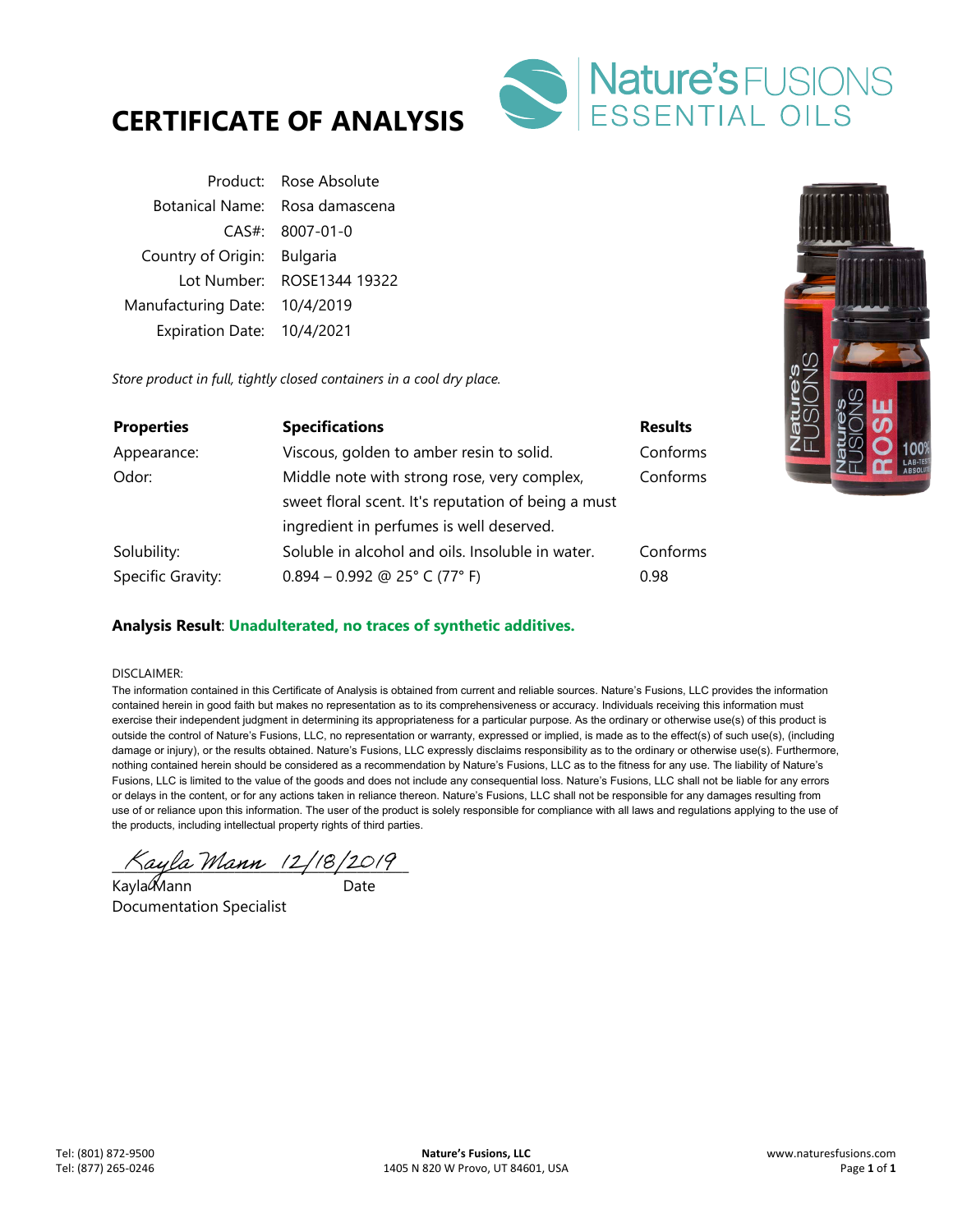# CERTIFICATE OF ANALYSIS

Nature's FUSIONS ESSENTIAL OILS

| | |
|---|---|
| Product: | Rose Absolute |
| Botanical Name: | Rosa damascena |
| CAS#: | 8007-01-0 |
| Country of Origin: | Bulgaria |
| Lot Number: | ROSE1344 19322 |
| Manufacturing Date: | 10/4/2019 |
| Expiration Date: | 10/4/2021 |

*Store product in full, tightly closed containers in a cool dry place.*

| **Properties** | **Specifications** | **Results** |
|---|---|---|
| Appearance: | Viscous, golden to amber resin to solid. | Conforms |
| Odor: | Middle note with strong rose, very complex, sweet floral scent. It's reputation of being a must ingredient in perfumes is well deserved. | Conforms |
| Solubility: | Soluble in alcohol and oils. Insoluble in water. | Conforms |
| Specific Gravity: | 0.894 – 0.992 @ 25° C (77° F) | 0.98 |

**Analysis Result**: **Unadulterated, no traces of synthetic additives.**

DISCLAIMER:
The information contained in this Certificate of Analysis is obtained from current and reliable sources. Nature's Fusions, LLC provides the information contained herein in good faith but makes no representation as to its comprehensiveness or accuracy. Individuals receiving this information must exercise their independent judgment in determining its appropriateness for a particular purpose. As the ordinary or otherwise use(s) of this product is outside the control of Nature's Fusions, LLC, no representation or warranty, expressed or implied, is made as to the effect(s) of such use(s), (including damage or injury), or the results obtained. Nature's Fusions, LLC expressly disclaims responsibility as to the ordinary or otherwise use(s). Furthermore, nothing contained herein should be considered as a recommendation by Nature's Fusions, LLC as to the fitness for any use. The liability of Nature's Fusions, LLC is limited to the value of the goods and does not include any consequential loss. Nature's Fusions, LLC shall not be liable for any errors or delays in the content, or for any actions taken in reliance thereon. Nature's Fusions, LLC shall not be responsible for any damages resulting from use of or reliance upon this information. The user of the product is solely responsible for compliance with all laws and regulations applying to the use of the products, including intellectual property rights of third parties.

*Kayla Mann* 12/18/2019

Kayla Mann — Date

Documentation Specialist

Tel: (801) 872-9500
Tel: (877) 265-0246

**Nature's Fusions, LLC**
1405 N 820 W Provo, UT 84601, USA

www.naturesfusions.com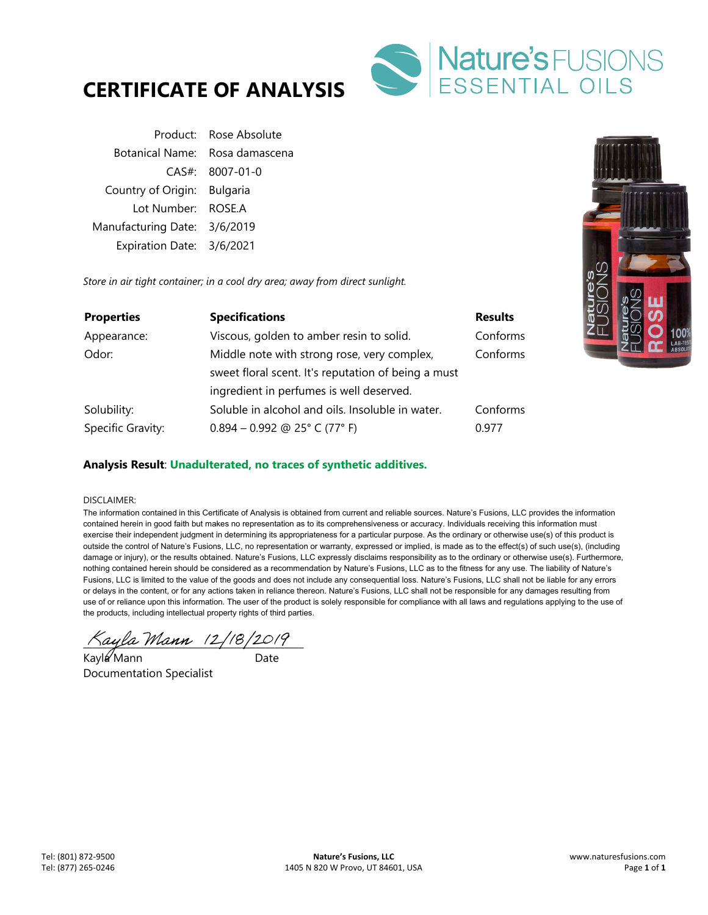# CERTIFICATE OF ANALYSIS

Nature's FUSIONS ESSENTIAL OILS

| | |
|---|---|
| Product: | Rose Absolute |
| Botanical Name: | Rosa damascena |
| CAS#: | 8007-01-0 |
| Country of Origin: | Bulgaria |
| Lot Number: | ROSE.A |
| Manufacturing Date: | 3/6/2019 |
| Expiration Date: | 3/6/2021 |

*Store in air tight container; in a cool dry area; away from direct sunlight.*

| **Properties** | **Specifications** | **Results** |
|---|---|---|
| Appearance: | Viscous, golden to amber resin to solid. | Conforms |
| Odor: | Middle note with strong rose, very complex, sweet floral scent. It's reputation of being a must ingredient in perfumes is well deserved. | Conforms |
| Solubility: | Soluble in alcohol and oils. Insoluble in water. | Conforms |
| Specific Gravity: | 0.894 – 0.992 @ 25° C (77° F) | 0.977 |

**Analysis Result**: **Unadulterated, no traces of synthetic additives.**

DISCLAIMER:

The information contained in this Certificate of Analysis is obtained from current and reliable sources. Nature's Fusions, LLC provides the information contained herein in good faith but makes no representation as to its comprehensiveness or accuracy. Individuals receiving this information must exercise their independent judgment in determining its appropriateness for a particular purpose. As the ordinary or otherwise use(s) of this product is outside the control of Nature's Fusions, LLC, no representation or warranty, expressed or implied, is made as to the effect(s) of such use(s), (including damage or injury), or the results obtained. Nature's Fusions, LLC expressly disclaims responsibility as to the ordinary or otherwise use(s). Furthermore, nothing contained herein should be considered as a recommendation by Nature's Fusions, LLC as to the fitness for any use. The liability of Nature's Fusions, LLC is limited to the value of the goods and does not include any consequential loss. Nature's Fusions, LLC shall not be liable for any errors or delays in the content, or for any actions taken in reliance thereon. Nature's Fusions, LLC shall not be responsible for any damages resulting from use of or reliance upon this information. The user of the product is solely responsible for compliance with all laws and regulations applying to the use of the products, including intellectual property rights of third parties.

*Kayla Mann* 12/18/2019

Kayla Mann — Date

Documentation Specialist

Tel: (801) 872-9500
Tel: (877) 265-0246

**Nature's Fusions, LLC**
1405 N 820 W Provo, UT 84601, USA

www.naturesfusions.com